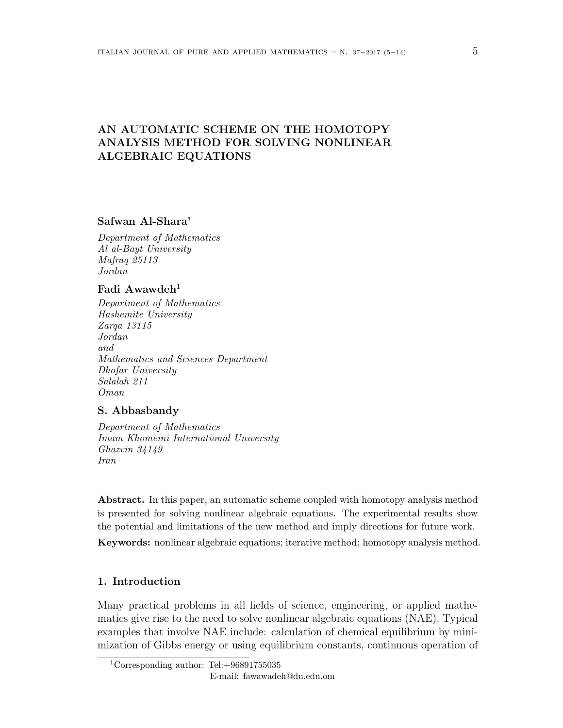# AN AUTOMATIC SCHEME ON THE HOMOTOPY ANALYSIS METHOD FOR SOLVING NONLINEAR ALGEBRAIC EQUATIONS

**Safwan Al-Shara'**

*Department of Mathematics*
*Al al-Bayt University*
*Mafraq 25113*
*Jordan*

**Fadi Awawdeh**[1]

*Department of Mathematics*
*Hashemite University*
*Zarqa 13115*
*Jordan*
*and*
*Mathematics and Sciences Department*
*Dhofar University*
*Salalah 211*
*Oman*

**S. Abbasbandy**

*Department of Mathematics*
*Imam Khomeini International University*
*Ghazvin 34149*
*Iran*

**Abstract.** In this paper, an automatic scheme coupled with homotopy analysis method is presented for solving nonlinear algebraic equations. The experimental results show the potential and limitations of the new method and imply directions for future work.

**Keywords:** nonlinear algebraic equations; iterative method; homotopy analysis method.

## 1. Introduction

Many practical problems in all fields of science, engineering, or applied mathematics give rise to the need to solve nonlinear algebraic equations (NAE). Typical examples that involve NAE include: calculation of chemical equilibrium by minimization of Gibbs energy or using equilibrium constants, continuous operation of

[1]Corresponding author: Tel:+96891755035
E-mail: fawawadeh@du.edu.om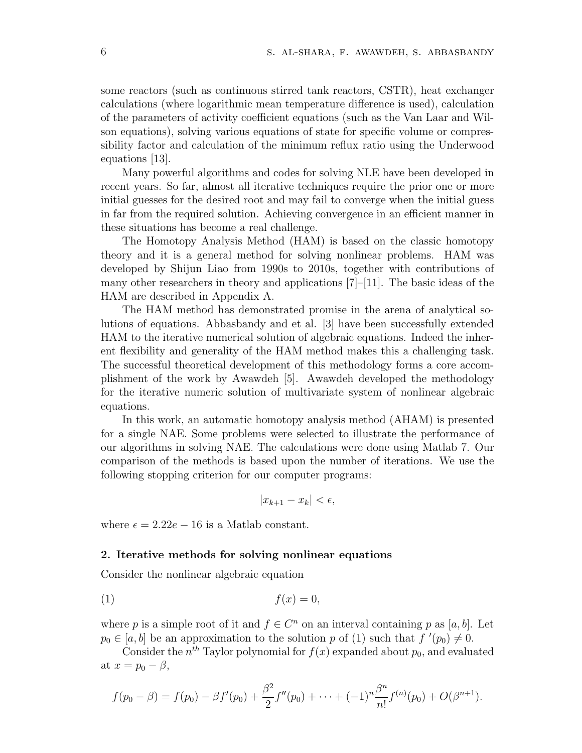some reactors (such as continuous stirred tank reactors, CSTR), heat exchanger calculations (where logarithmic mean temperature difference is used), calculation of the parameters of activity coefficient equations (such as the Van Laar and Wilson equations), solving various equations of state for specific volume or compressibility factor and calculation of the minimum reflux ratio using the Underwood equations [13].

Many powerful algorithms and codes for solving NLE have been developed in recent years. So far, almost all iterative techniques require the prior one or more initial guesses for the desired root and may fail to converge when the initial guess in far from the required solution. Achieving convergence in an efficient manner in these situations has become a real challenge.

The Homotopy Analysis Method (HAM) is based on the classic homotopy theory and it is a general method for solving nonlinear problems. HAM was developed by Shijun Liao from 1990s to 2010s, together with contributions of many other researchers in theory and applications [7]–[11]. The basic ideas of the HAM are described in Appendix A.

The HAM method has demonstrated promise in the arena of analytical solutions of equations. Abbasbandy and et al. [3] have been successfully extended HAM to the iterative numerical solution of algebraic equations. Indeed the inherent flexibility and generality of the HAM method makes this a challenging task. The successful theoretical development of this methodology forms a core accomplishment of the work by Awawdeh [5]. Awawdeh developed the methodology for the iterative numeric solution of multivariate system of nonlinear algebraic equations.

In this work, an automatic homotopy analysis method (AHAM) is presented for a single NAE. Some problems were selected to illustrate the performance of our algorithms in solving NAE. The calculations were done using Matlab 7. Our comparison of the methods is based upon the number of iterations. We use the following stopping criterion for our computer programs:

$$|x_{k+1} - x_k| < \epsilon,$$

where $\epsilon = 2.22e-16$ is a Matlab constant.

## 2. Iterative methods for solving nonlinear equations

Consider the nonlinear algebraic equation

$$f(x) = 0, \tag{1}$$

where $p$ is a simple root of it and $f \in C^n$ on an interval containing $p$ as $[a, b]$. Let $p_0 \in [a, b]$ be an approximation to the solution $p$ of (1) such that $f'(p_0) \neq 0$.

Consider the $n^{th}$ Taylor polynomial for $f(x)$ expanded about $p_0$, and evaluated at $x = p_0 - \beta$,

$$f(p_0 - \beta) = f(p_0) - \beta f'(p_0) + \frac{\beta^2}{2} f''(p_0) + \cdots + (-1)^n \frac{\beta^n}{n!} f^{(n)}(p_0) + O(\beta^{n+1}).$$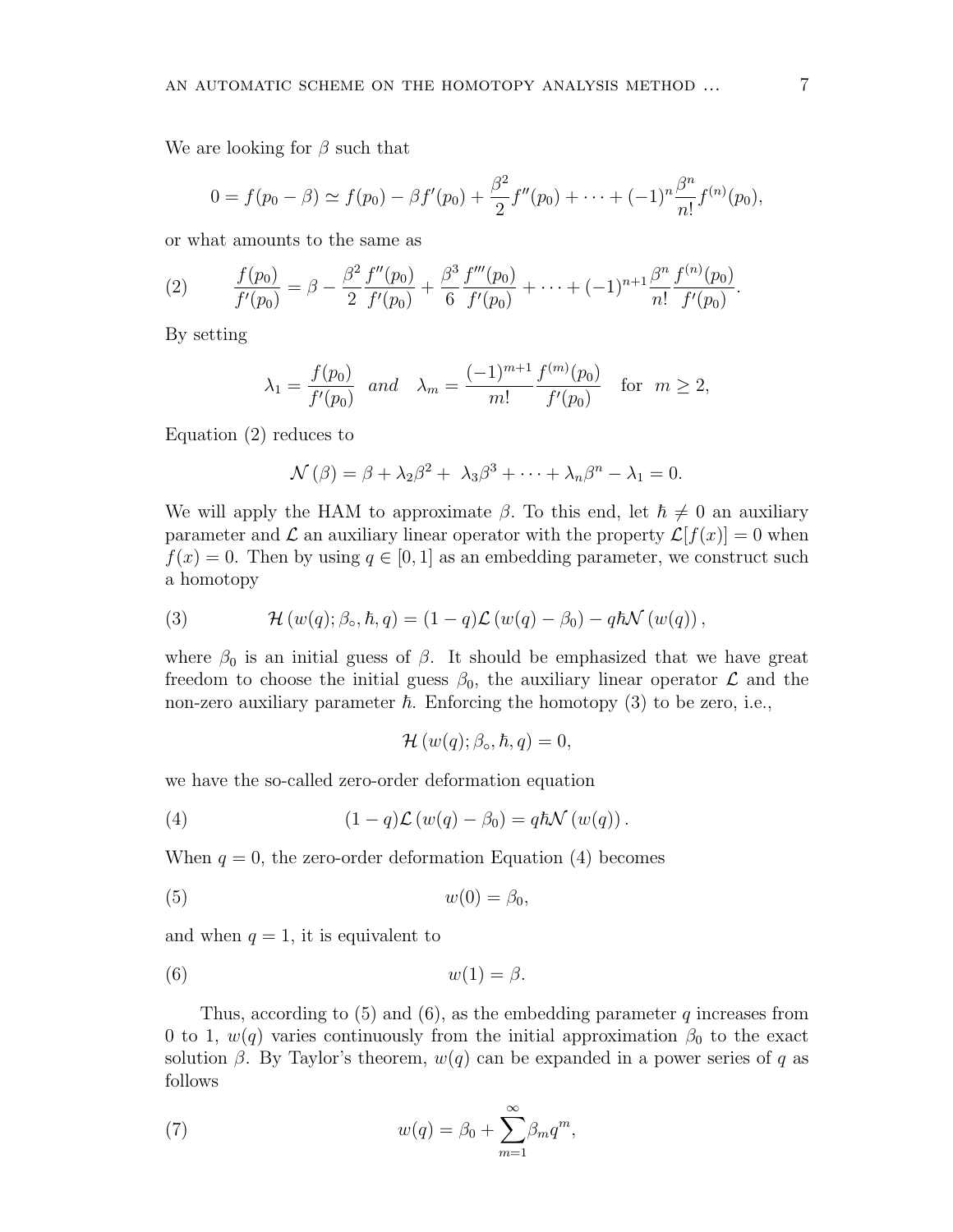We are looking for $\beta$ such that

$$0 = f(p_0 - \beta) \simeq f(p_0) - \beta f'(p_0) + \frac{\beta^2}{2} f''(p_0) + \cdots + (-1)^n \frac{\beta^n}{n!} f^{(n)}(p_0),$$

or what amounts to the same as

$$\frac{f(p_0)}{f'(p_0)} = \beta - \frac{\beta^2}{2} \frac{f''(p_0)}{f'(p_0)} + \frac{\beta^3}{6} \frac{f'''(p_0)}{f'(p_0)} + \cdots + (-1)^{n+1} \frac{\beta^n}{n!} \frac{f^{(n)}(p_0)}{f'(p_0)}. \tag{2}$$

By setting

$$\lambda_1 = \frac{f(p_0)}{f'(p_0)} \quad and \quad \lambda_m = \frac{(-1)^{m+1}}{m!} \frac{f^{(m)}(p_0)}{f'(p_0)} \quad \text{for} \quad m \geq 2,$$

Equation (2) reduces to

$$\mathcal{N}(\beta) = \beta + \lambda_2 \beta^2 + \lambda_3 \beta^3 + \cdots + \lambda_n \beta^n - \lambda_1 = 0.$$

We will apply the HAM to approximate $\beta$. To this end, let $\hbar \neq 0$ an auxiliary parameter and $\mathcal{L}$ an auxiliary linear operator with the property $\mathcal{L}[f(x)] = 0$ when $f(x) = 0$. Then by using $q \in [0, 1]$ as an embedding parameter, we construct such a homotopy

$$\mathcal{H}(w(q); \beta_\circ, \hbar, q) = (1 - q)\mathcal{L}(w(q) - \beta_0) - q\hbar \mathcal{N}(w(q)), \tag{3}$$

where $\beta_0$ is an initial guess of $\beta$. It should be emphasized that we have great freedom to choose the initial guess $\beta_0$, the auxiliary linear operator $\mathcal{L}$ and the non-zero auxiliary parameter $\hbar$. Enforcing the homotopy (3) to be zero, i.e.,

$$\mathcal{H}(w(q); \beta_\circ, \hbar, q) = 0,$$

we have the so-called zero-order deformation equation

$$(1 - q)\mathcal{L}(w(q) - \beta_0) = q\hbar \mathcal{N}(w(q)). \tag{4}$$

When $q = 0$, the zero-order deformation Equation (4) becomes

$$w(0) = \beta_0, \tag{5}$$

and when $q = 1$, it is equivalent to

$$w(1) = \beta. \tag{6}$$

Thus, according to (5) and (6), as the embedding parameter $q$ increases from 0 to 1, $w(q)$ varies continuously from the initial approximation $\beta_0$ to the exact solution $\beta$. By Taylor's theorem, $w(q)$ can be expanded in a power series of $q$ as follows

$$w(q) = \beta_0 + \sum_{m=1}^{\infty} \beta_m q^m, \tag{7}$$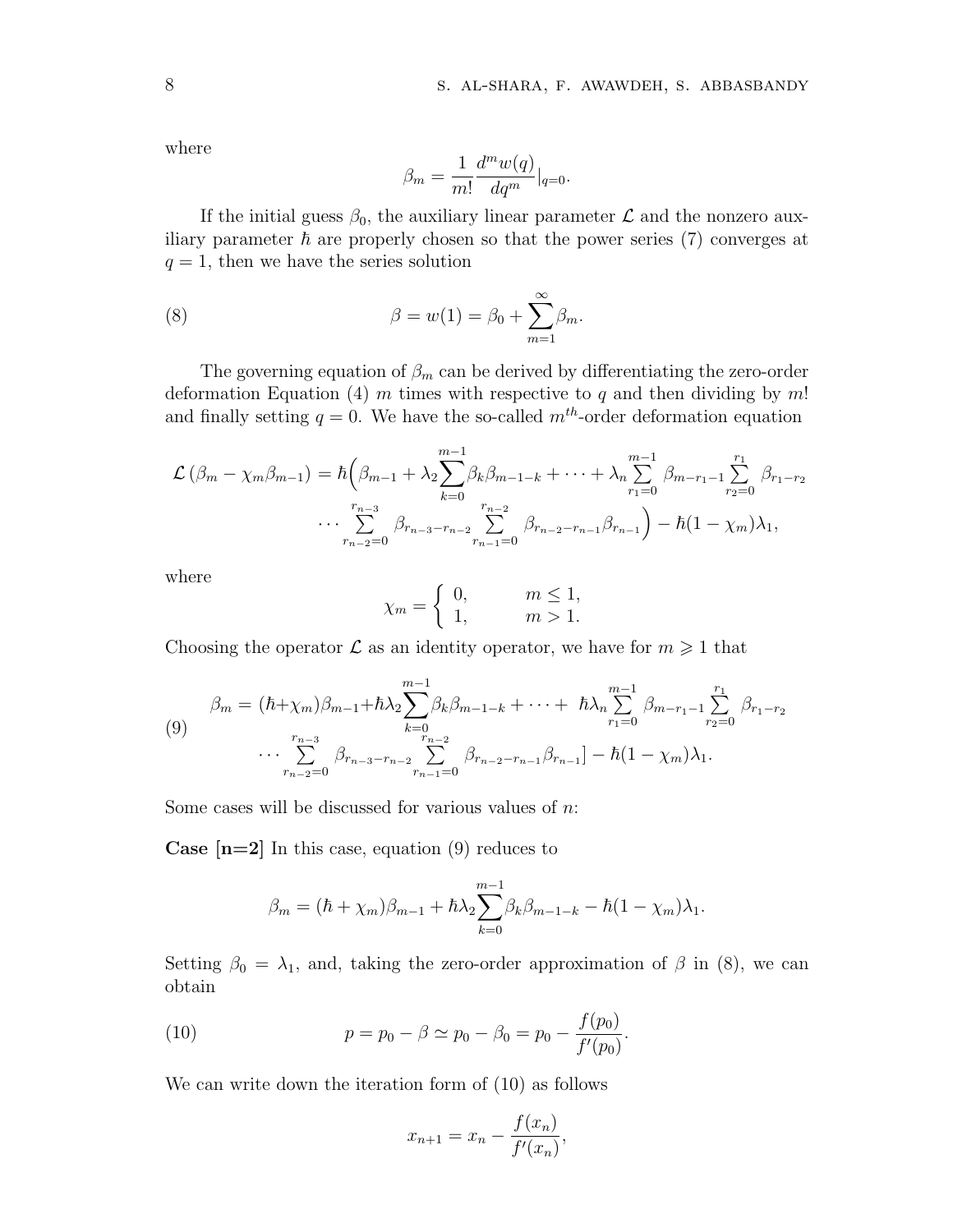where

$$\beta_m = \frac{1}{m!}\frac{d^m w(q)}{dq^m}|_{q=0}.$$

If the initial guess $\beta_0$, the auxiliary linear parameter $\mathcal{L}$ and the nonzero auxiliary parameter $\hbar$ are properly chosen so that the power series (7) converges at $q = 1$, then we have the series solution

$$\beta = w(1) = \beta_0 + \sum_{m=1}^{\infty}\beta_m. \tag{8}$$

The governing equation of $\beta_m$ can be derived by differentiating the zero-order deformation Equation (4) $m$ times with respective to $q$ and then dividing by $m!$ and finally setting $q = 0$. We have the so-called $m^{th}$-order deformation equation

$$\mathcal{L}\left(\beta_m - \chi_m\beta_{m-1}\right) = \hbar\Big(\beta_{m-1} + \lambda_2\sum_{k=0}^{m-1}\beta_k\beta_{m-1-k} + \cdots + \lambda_n\sum_{r_1=0}^{m-1}\beta_{m-r_1-1}\sum_{r_2=0}^{r_1}\beta_{r_1-r_2} \cdots \sum_{r_{n-2}=0}^{r_{n-3}}\beta_{r_{n-3}-r_{n-2}}\sum_{r_{n-1}=0}^{r_{n-2}}\beta_{r_{n-2}-r_{n-1}}\beta_{r_{n-1}}\Big) - \hbar(1-\chi_m)\lambda_1,$$

where

$$\chi_m = \begin{cases} 0, & m \leq 1, \\ 1, & m > 1. \end{cases}$$

Choosing the operator $\mathcal{L}$ as an identity operator, we have for $m \geqslant 1$ that

$$\beta_m = (\hbar+\chi_m)\beta_{m-1} + \hbar\lambda_2\sum_{k=0}^{m-1}\beta_k\beta_{m-1-k} + \cdots + \hbar\lambda_n\sum_{r_1=0}^{m-1}\beta_{m-r_1-1}\sum_{r_2=0}^{r_1}\beta_{r_1-r_2} \cdots \sum_{r_{n-2}=0}^{r_{n-3}}\beta_{r_{n-3}-r_{n-2}}\sum_{r_{n-1}=0}^{r_{n-2}}\beta_{r_{n-2}-r_{n-1}}\beta_{r_{n-1}}] - \hbar(1-\chi_m)\lambda_1. \tag{9}$$

Some cases will be discussed for various values of $n$:

**Case [n=2]** In this case, equation (9) reduces to

$$\beta_m = (\hbar + \chi_m)\beta_{m-1} + \hbar\lambda_2\sum_{k=0}^{m-1}\beta_k\beta_{m-1-k} - \hbar(1-\chi_m)\lambda_1.$$

Setting $\beta_0 = \lambda_1$, and, taking the zero-order approximation of $\beta$ in (8), we can obtain

$$p = p_0 - \beta \simeq p_0 - \beta_0 = p_0 - \frac{f(p_0)}{f'(p_0)}. \tag{10}$$

We can write down the iteration form of (10) as follows

$$x_{n+1} = x_n - \frac{f(x_n)}{f'(x_n)},$$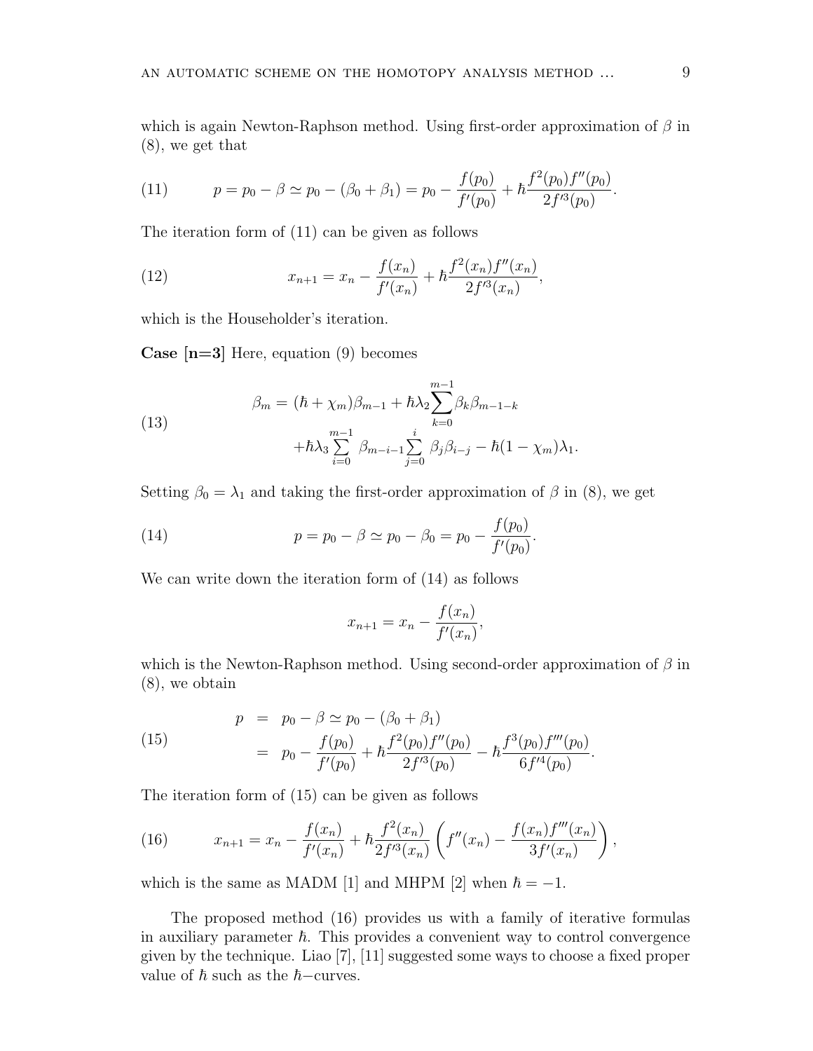which is again Newton-Raphson method. Using first-order approximation of $\beta$ in (8), we get that

$$p = p_0 - \beta \simeq p_0 - (\beta_0 + \beta_1) = p_0 - \frac{f(p_0)}{f'(p_0)} + \hbar \frac{f^2(p_0) f''(p_0)}{2 f'^3(p_0)}. \tag{11}$$

The iteration form of (11) can be given as follows

$$x_{n+1} = x_n - \frac{f(x_n)}{f'(x_n)} + \hbar \frac{f^2(x_n) f''(x_n)}{2 f'^3(x_n)}, \tag{12}$$

which is the Householder's iteration.

**Case [n=3]** Here, equation (9) becomes

$$\begin{aligned} \beta_m = (\hbar + \chi_m)\beta_{m-1} + \hbar\lambda_2 \sum_{k=0}^{m-1} \beta_k \beta_{m-1-k} \\ + \hbar\lambda_3 \sum_{i=0}^{m-1} \beta_{m-i-1} \sum_{j=0}^{i} \beta_j \beta_{i-j} - \hbar(1-\chi_m)\lambda_1. \end{aligned} \tag{13}$$

Setting $\beta_0 = \lambda_1$ and taking the first-order approximation of $\beta$ in (8), we get

$$p = p_0 - \beta \simeq p_0 - \beta_0 = p_0 - \frac{f(p_0)}{f'(p_0)}. \tag{14}$$

We can write down the iteration form of (14) as follows

$$x_{n+1} = x_n - \frac{f(x_n)}{f'(x_n)},$$

which is the Newton-Raphson method. Using second-order approximation of $\beta$ in (8), we obtain

$$\begin{aligned} p &= p_0 - \beta \simeq p_0 - (\beta_0 + \beta_1) \\ &= p_0 - \frac{f(p_0)}{f'(p_0)} + \hbar \frac{f^2(p_0) f''(p_0)}{2 f'^3(p_0)} - \hbar \frac{f^3(p_0) f'''(p_0)}{6 f'^4(p_0)}. \end{aligned} \tag{15}$$

The iteration form of (15) can be given as follows

$$x_{n+1} = x_n - \frac{f(x_n)}{f'(x_n)} + \hbar \frac{f^2(x_n)}{2 f'^3(x_n)} \left( f''(x_n) - \frac{f(x_n) f'''(x_n)}{3 f'(x_n)} \right), \tag{16}$$

which is the same as MADM [1] and MHPM [2] when $\hbar = -1$.

The proposed method (16) provides us with a family of iterative formulas in auxiliary parameter $\hbar$. This provides a convenient way to control convergence given by the technique. Liao [7], [11] suggested some ways to choose a fixed proper value of $\hbar$ such as the $\hbar-$curves.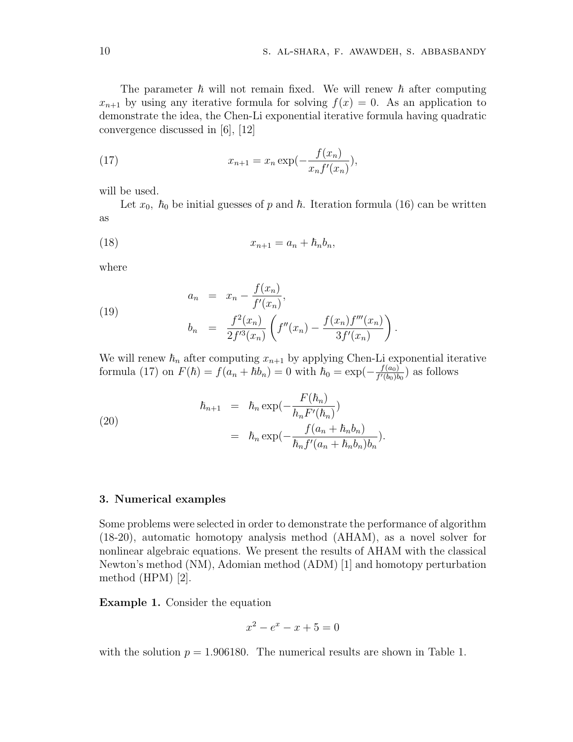The parameter $\hbar$ will not remain fixed. We will renew $\hbar$ after computing $x_{n+1}$ by using any iterative formula for solving $f(x) = 0$. As an application to demonstrate the idea, the Chen-Li exponential iterative formula having quadratic convergence discussed in [6], [12]

$$x_{n+1} = x_n \exp(-\frac{f(x_n)}{x_n f'(x_n)}), \tag{17}$$

will be used.

Let $x_0$, $\hbar_0$ be initial guesses of $p$ and $\hbar$. Iteration formula (16) can be written as

$$x_{n+1} = a_n + \hbar_n b_n, \tag{18}$$

where

$$\begin{aligned} a_n &= x_n - \frac{f(x_n)}{f'(x_n)}, \\ b_n &= \frac{f^2(x_n)}{2f'^3(x_n)} \left( f''(x_n) - \frac{f(x_n) f'''(x_n)}{3f'(x_n)} \right). \end{aligned} \tag{19}$$

We will renew $\hbar_n$ after computing $x_{n+1}$ by applying Chen-Li exponential iterative formula (17) on $F(\hbar) = f(a_n + \hbar b_n) = 0$ with $\hbar_0 = \exp(-\frac{f(a_0)}{f'(b_0)b_0})$ as follows

$$\begin{aligned} \hbar_{n+1} &= \hbar_n \exp(-\frac{F(\hbar_n)}{h_n F'(\hbar_n)}) \\ &= \hbar_n \exp(-\frac{f(a_n + \hbar_n b_n)}{\hbar_n f'(a_n + \hbar_n b_n) b_n}). \end{aligned} \tag{20}$$

## 3. Numerical examples

Some problems were selected in order to demonstrate the performance of algorithm (18-20), automatic homotopy analysis method (AHAM), as a novel solver for nonlinear algebraic equations. We present the results of AHAM with the classical Newton's method (NM), Adomian method (ADM) [1] and homotopy perturbation method (HPM) [2].

**Example 1.** Consider the equation

$$x^2 - e^x - x + 5 = 0$$

with the solution $p = 1.906180$. The numerical results are shown in Table 1.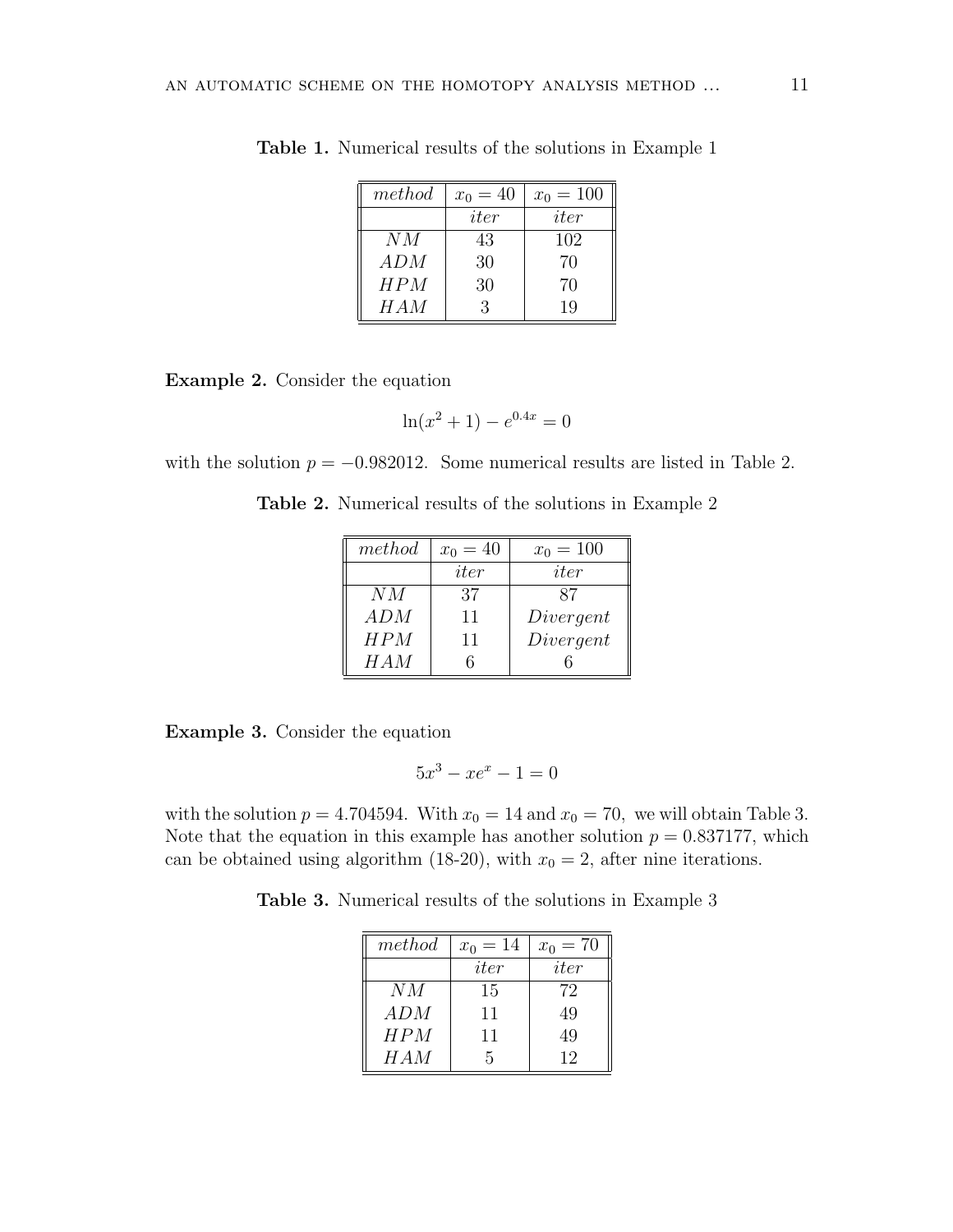**Table 1.** Numerical results of the solutions in Example 1

| *method* | $x_0 = 40$ | $x_0 = 100$ |
|---|---|---|
| | *iter* | *iter* |
| $NM$ | 43 | 102 |
| $ADM$ | 30 | 70 |
| $HPM$ | 30 | 70 |
| $HAM$ | 3 | 19 |

**Example 2.** Consider the equation

$$\ln(x^2 + 1) - e^{0.4x} = 0$$

with the solution $p = -0.982012$. Some numerical results are listed in Table 2.

**Table 2.** Numerical results of the solutions in Example 2

| *method* | $x_0 = 40$ | $x_0 = 100$ |
|---|---|---|
| | *iter* | *iter* |
| $NM$ | 37 | 87 |
| $ADM$ | 11 | *Divergent* |
| $HPM$ | 11 | *Divergent* |
| $HAM$ | 6 | 6 |

**Example 3.** Consider the equation

$$5x^3 - xe^x - 1 = 0$$

with the solution $p = 4.704594$. With $x_0 = 14$ and $x_0 = 70$, we will obtain Table 3. Note that the equation in this example has another solution $p = 0.837177$, which can be obtained using algorithm (18-20), with $x_0 = 2$, after nine iterations.

**Table 3.** Numerical results of the solutions in Example 3

| *method* | $x_0 = 14$ | $x_0 = 70$ |
|---|---|---|
| | *iter* | *iter* |
| $NM$ | 15 | 72 |
| $ADM$ | 11 | 49 |
| $HPM$ | 11 | 49 |
| $HAM$ | 5 | 12 |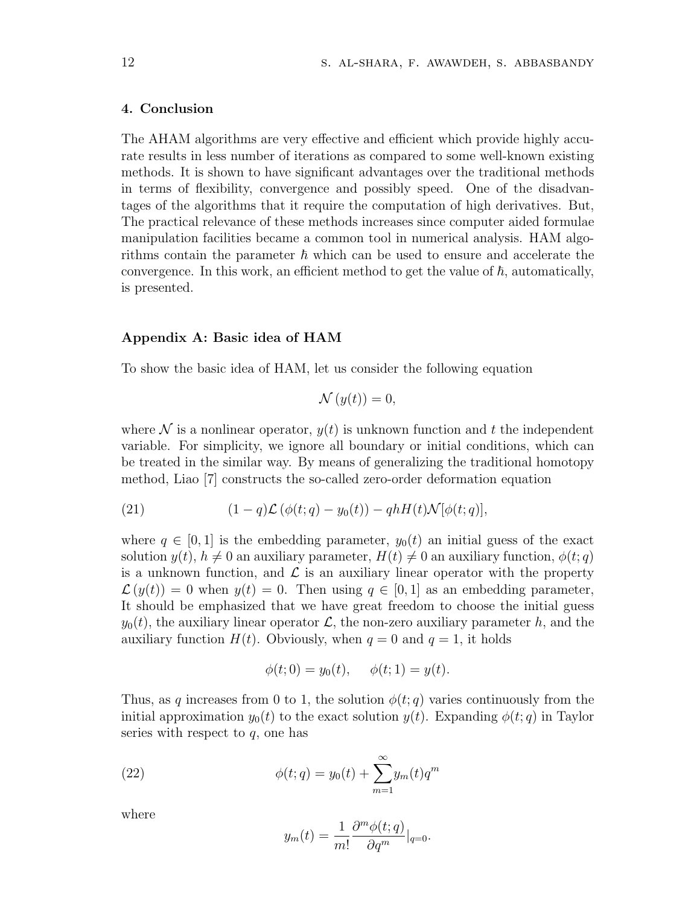## 4. Conclusion

The AHAM algorithms are very effective and efficient which provide highly accurate results in less number of iterations as compared to some well-known existing methods. It is shown to have significant advantages over the traditional methods in terms of flexibility, convergence and possibly speed. One of the disadvantages of the algorithms that it require the computation of high derivatives. But, The practical relevance of these methods increases since computer aided formulae manipulation facilities became a common tool in numerical analysis. HAM algorithms contain the parameter $\hbar$ which can be used to ensure and accelerate the convergence. In this work, an efficient method to get the value of $\hbar$, automatically, is presented.

## Appendix A: Basic idea of HAM

To show the basic idea of HAM, let us consider the following equation

$$\mathcal{N}\left(y(t)\right) = 0,$$

where $\mathcal{N}$ is a nonlinear operator, $y(t)$ is unknown function and $t$ the independent variable. For simplicity, we ignore all boundary or initial conditions, which can be treated in the similar way. By means of generalizing the traditional homotopy method, Liao [7] constructs the so-called zero-order deformation equation

$$(1-q)\mathcal{L}\left(\phi(t;q) - y_0(t)\right) - qhH(t)\mathcal{N}[\phi(t;q)], \tag{21}$$

where $q \in [0,1]$ is the embedding parameter, $y_0(t)$ an initial guess of the exact solution $y(t)$, $h \neq 0$ an auxiliary parameter, $H(t) \neq 0$ an auxiliary function, $\phi(t;q)$ is a unknown function, and $\mathcal{L}$ is an auxiliary linear operator with the property $\mathcal{L}\left(y(t)\right) = 0$ when $y(t) = 0$. Then using $q \in [0,1]$ as an embedding parameter, It should be emphasized that we have great freedom to choose the initial guess $y_0(t)$, the auxiliary linear operator $\mathcal{L}$, the non-zero auxiliary parameter $h$, and the auxiliary function $H(t)$. Obviously, when $q = 0$ and $q = 1$, it holds

$$\phi(t;0) = y_0(t), \qquad \phi(t;1) = y(t).$$

Thus, as $q$ increases from 0 to 1, the solution $\phi(t;q)$ varies continuously from the initial approximation $y_0(t)$ to the exact solution $y(t)$. Expanding $\phi(t;q)$ in Taylor series with respect to $q$, one has

$$\phi(t;q) = y_0(t) + \sum_{m=1}^{\infty} y_m(t) q^m \tag{22}$$

where

$$y_m(t) = \frac{1}{m!}\frac{\partial^m \phi(t;q)}{\partial q^m}|_{q=0}.$$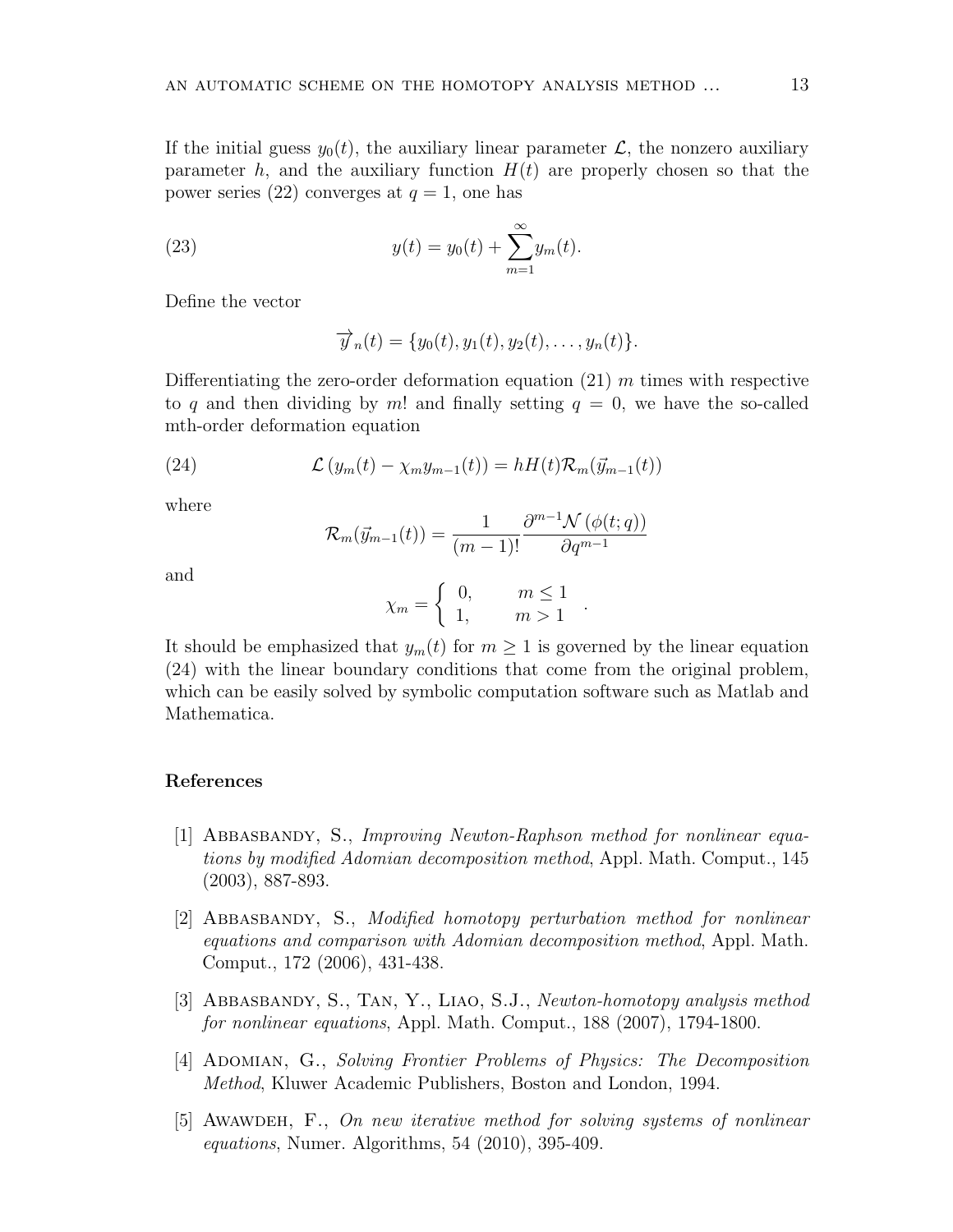If the initial guess $y_0(t)$, the auxiliary linear parameter $\mathcal{L}$, the nonzero auxiliary parameter $h$, and the auxiliary function $H(t)$ are properly chosen so that the power series (22) converges at $q = 1$, one has

$$y(t) = y_0(t) + \sum_{m=1}^{\infty} y_m(t). \tag{23}$$

Define the vector

$$\overrightarrow{y}_n(t) = \{y_0(t), y_1(t), y_2(t), \ldots, y_n(t)\}.$$

Differentiating the zero-order deformation equation (21) $m$ times with respective to $q$ and then dividing by $m!$ and finally setting $q = 0$, we have the so-called mth-order deformation equation

$$\mathcal{L}\left(y_m(t) - \chi_m y_{m-1}(t)\right) = hH(t)\mathcal{R}_m(\vec{y}_{m-1}(t)) \tag{24}$$

where

$$\mathcal{R}_m(\vec{y}_{m-1}(t)) = \frac{1}{(m-1)!}\frac{\partial^{m-1}\mathcal{N}\left(\phi(t;q)\right)}{\partial q^{m-1}}$$

and

$$\chi_m = \begin{cases} 0, & m \leq 1 \\ 1, & m > 1 \end{cases}.$$

It should be emphasized that $y_m(t)$ for $m \geq 1$ is governed by the linear equation (24) with the linear boundary conditions that come from the original problem, which can be easily solved by symbolic computation software such as Matlab and Mathematica.

## References

[1] Abbasbandy, S., *Improving Newton-Raphson method for nonlinear equations by modified Adomian decomposition method*, Appl. Math. Comput., 145 (2003), 887-893.

[2] Abbasbandy, S., *Modified homotopy perturbation method for nonlinear equations and comparison with Adomian decomposition method*, Appl. Math. Comput., 172 (2006), 431-438.

[3] Abbasbandy, S., Tan, Y., Liao, S.J., *Newton-homotopy analysis method for nonlinear equations*, Appl. Math. Comput., 188 (2007), 1794-1800.

[4] Adomian, G., *Solving Frontier Problems of Physics: The Decomposition Method*, Kluwer Academic Publishers, Boston and London, 1994.

[5] Awawdeh, F., *On new iterative method for solving systems of nonlinear equations*, Numer. Algorithms, 54 (2010), 395-409.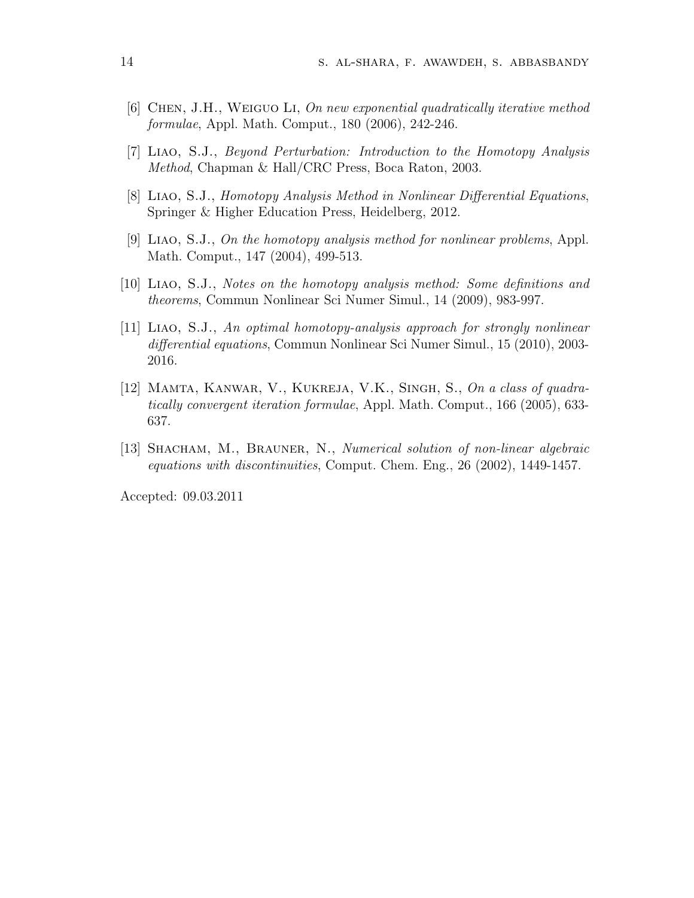[6] Chen, J.H., Weiguo Li, *On new exponential quadratically iterative method formulae*, Appl. Math. Comput., 180 (2006), 242-246.

[7] Liao, S.J., *Beyond Perturbation: Introduction to the Homotopy Analysis Method*, Chapman & Hall/CRC Press, Boca Raton, 2003.

[8] Liao, S.J., *Homotopy Analysis Method in Nonlinear Differential Equations*, Springer & Higher Education Press, Heidelberg, 2012.

[9] Liao, S.J., *On the homotopy analysis method for nonlinear problems*, Appl. Math. Comput., 147 (2004), 499-513.

[10] Liao, S.J., *Notes on the homotopy analysis method: Some definitions and theorems*, Commun Nonlinear Sci Numer Simul., 14 (2009), 983-997.

[11] Liao, S.J., *An optimal homotopy-analysis approach for strongly nonlinear differential equations*, Commun Nonlinear Sci Numer Simul., 15 (2010), 2003-2016.

[12] Mamta, Kanwar, V., Kukreja, V.K., Singh, S., *On a class of quadratically convergent iteration formulae*, Appl. Math. Comput., 166 (2005), 633-637.

[13] Shacham, M., Brauner, N., *Numerical solution of non-linear algebraic equations with discontinuities*, Comput. Chem. Eng., 26 (2002), 1449-1457.

Accepted: 09.03.2011